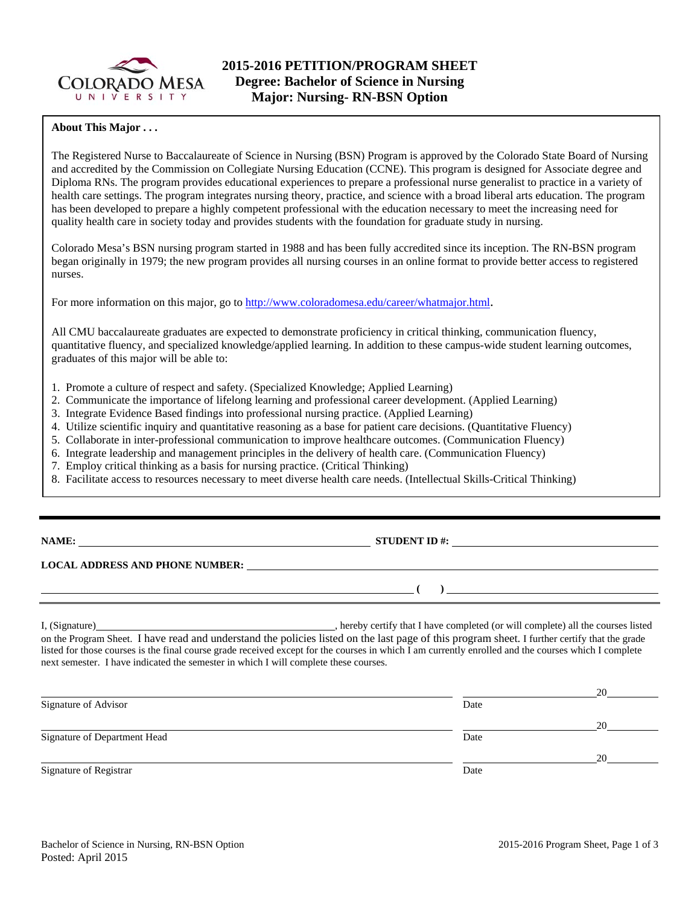# 2015-2016 PETITION/PROGRAM SHEET
## Degree: Bachelor of Science in Nursing
## Major: Nursing- RN-BSN Option

**About This Major . . .**

The Registered Nurse to Baccalaureate of Science in Nursing (BSN) Program is approved by the Colorado State Board of Nursing and accredited by the Commission on Collegiate Nursing Education (CCNE). This program is designed for Associate degree and Diploma RNs. The program provides educational experiences to prepare a professional nurse generalist to practice in a variety of health care settings. The program integrates nursing theory, practice, and science with a broad liberal arts education. The program has been developed to prepare a highly competent professional with the education necessary to meet the increasing need for quality health care in society today and provides students with the foundation for graduate study in nursing.

Colorado Mesa's BSN nursing program started in 1988 and has been fully accredited since its inception. The RN-BSN program began originally in 1979; the new program provides all nursing courses in an online format to provide better access to registered nurses.

For more information on this major, go to http://www.coloradomesa.edu/career/whatmajor.html.

All CMU baccalaureate graduates are expected to demonstrate proficiency in critical thinking, communication fluency, quantitative fluency, and specialized knowledge/applied learning. In addition to these campus-wide student learning outcomes, graduates of this major will be able to:

1. Promote a culture of respect and safety. (Specialized Knowledge; Applied Learning)
2. Communicate the importance of lifelong learning and professional career development. (Applied Learning)
3. Integrate Evidence Based findings into professional nursing practice. (Applied Learning)
4. Utilize scientific inquiry and quantitative reasoning as a base for patient care decisions. (Quantitative Fluency)
5. Collaborate in inter-professional communication to improve healthcare outcomes. (Communication Fluency)
6. Integrate leadership and management principles in the delivery of health care. (Communication Fluency)
7. Employ critical thinking as a basis for nursing practice. (Critical Thinking)
8. Facilitate access to resources necessary to meet diverse health care needs. (Intellectual Skills-Critical Thinking)

---

**NAME:** ______________________ **STUDENT ID #:** ______________________

**LOCAL ADDRESS AND PHONE NUMBER:** ______________________

______________________ **( )** ______________________

I, (Signature)______________________, hereby certify that I have completed (or will complete) all the courses listed on the Program Sheet. I have read and understand the policies listed on the last page of this program sheet. I further certify that the grade listed for those courses is the final course grade received except for the courses in which I am currently enrolled and the courses which I complete next semester. I have indicated the semester in which I will complete these courses.

______________________ Signature of Advisor &nbsp;&nbsp;&nbsp; ______________ Date 20____

______________________ Signature of Department Head &nbsp;&nbsp;&nbsp; ______________ Date 20____

______________________ Signature of Registrar &nbsp;&nbsp;&nbsp; ______________ Date 20____

Posted: April 2015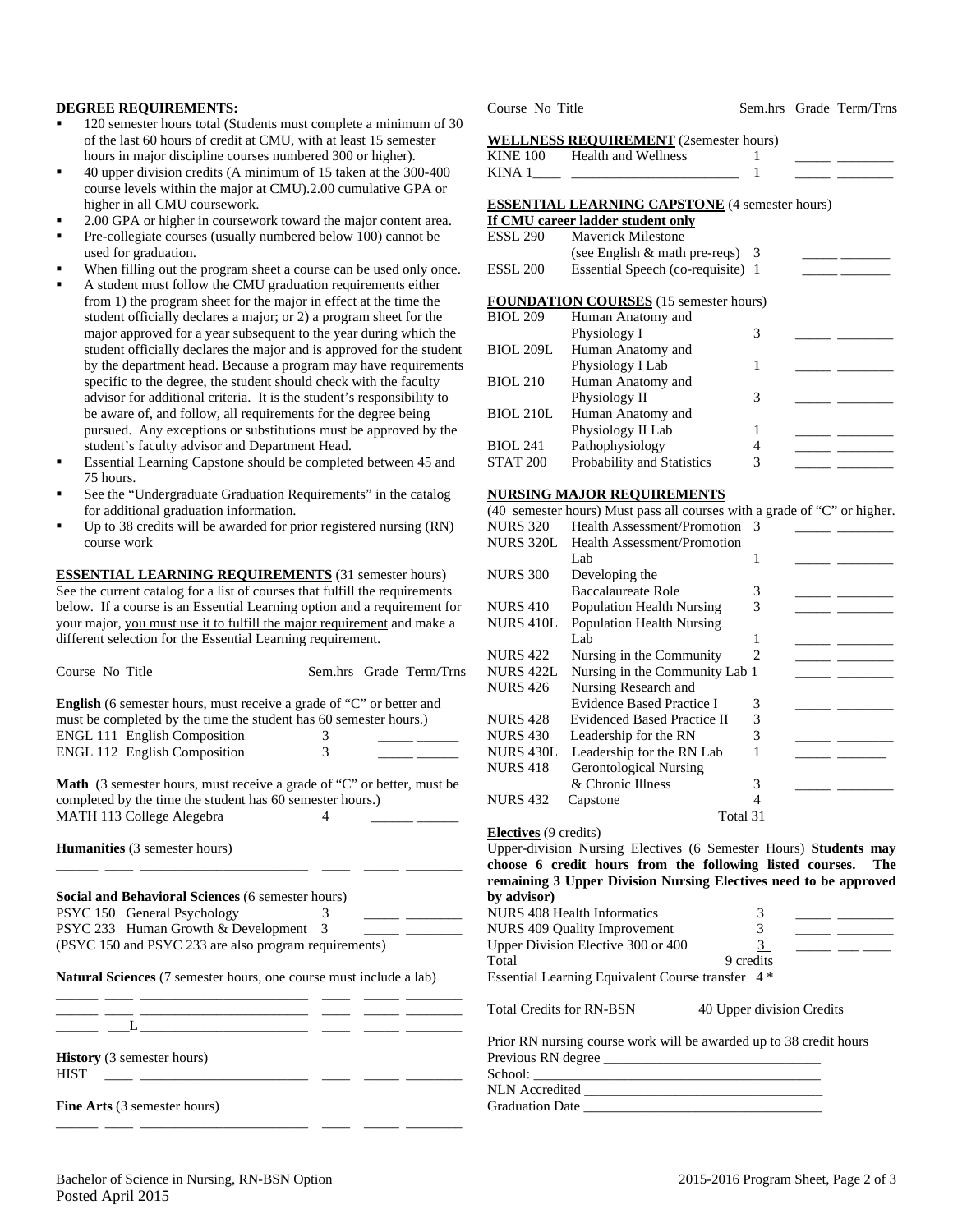**DEGREE REQUIREMENTS:**

- 120 semester hours total (Students must complete a minimum of 30 of the last 60 hours of credit at CMU, with at least 15 semester hours in major discipline courses numbered 300 or higher).
- 40 upper division credits (A minimum of 15 taken at the 300-400 course levels within the major at CMU).2.00 cumulative GPA or higher in all CMU coursework.
- 2.00 GPA or higher in coursework toward the major content area.
- Pre-collegiate courses (usually numbered below 100) cannot be used for graduation.
- When filling out the program sheet a course can be used only once.
- A student must follow the CMU graduation requirements either from 1) the program sheet for the major in effect at the time the student officially declares a major; or 2) a program sheet for the major approved for a year subsequent to the year during which the student officially declares the major and is approved for the student by the department head. Because a program may have requirements specific to the degree, the student should check with the faculty advisor for additional criteria. It is the student's responsibility to be aware of, and follow, all requirements for the degree being pursued. Any exceptions or substitutions must be approved by the student's faculty advisor and Department Head.
- Essential Learning Capstone should be completed between 45 and 75 hours.
- See the "Undergraduate Graduation Requirements" in the catalog for additional graduation information.
- Up to 38 credits will be awarded for prior registered nursing (RN) course work

**ESSENTIAL LEARNING REQUIREMENTS** (31 semester hours)
See the current catalog for a list of courses that fulfill the requirements below. If a course is an Essential Learning option and a requirement for your major, you must use it to fulfill the major requirement and make a different selection for the Essential Learning requirement.

| Course No | Title | Sem.hrs | Grade | Term/Trns |
|---|---|---|---|---|

**English** (6 semester hours, must receive a grade of "C" or better and must be completed by the time the student has 60 semester hours.)

| Course No | Title | Sem.hrs | Grade | Term/Trns |
|---|---|---|---|---|
| ENGL 111 | English Composition | 3 | | |
| ENGL 112 | English Composition | 3 | | |

**Math** (3 semester hours, must receive a grade of "C" or better, must be completed by the time the student has 60 semester hours.)

| Course No | Title | Sem.hrs | Grade | Term/Trns |
|---|---|---|---|---|
| MATH 113 | College Alegebra | 4 | | |

**Humanities** (3 semester hours)

| Course No | Title | Sem.hrs | Grade | Term/Trns |
|---|---|---|---|---|
| | | | | |

**Social and Behavioral Sciences** (6 semester hours)

| Course No | Title | Sem.hrs | Grade | Term/Trns |
|---|---|---|---|---|
| PSYC 150 | General Psychology | 3 | | |
| PSYC 233 | Human Growth & Development | 3 | | |

(PSYC 150 and PSYC 233 are also program requirements)

**Natural Sciences** (7 semester hours, one course must include a lab)

| Course No | Title | Sem.hrs | Grade | Term/Trns |
|---|---|---|---|---|
| | | | | |
| | | | | |
| ___L | | | | |

**History** (3 semester hours)

| Course No | Title | Sem.hrs | Grade | Term/Trns |
|---|---|---|---|---|
| HIST | | | | |

**Fine Arts** (3 semester hours)

| Course No | Title | Sem.hrs | Grade | Term/Trns |
|---|---|---|---|---|
| | | | | |

**WELLNESS REQUIREMENT** (2semester hours)

| Course No | Title | Sem.hrs | Grade | Term/Trns |
|---|---|---|---|---|
| KINE 100 | Health and Wellness | 1 | | |
| KINA 1____ | | 1 | | |

**ESSENTIAL LEARNING CAPSTONE** (4 semester hours)
**If CMU career ladder student only**

| Course No | Title | Sem.hrs | Grade | Term/Trns |
|---|---|---|---|---|
| ESSL 290 | Maverick Milestone (see English & math pre-reqs) | 3 | | |
| ESSL 200 | Essential Speech (co-requisite) | 1 | | |

**FOUNDATION COURSES** (15 semester hours)

| Course No | Title | Sem.hrs | Grade | Term/Trns |
|---|---|---|---|---|
| BIOL 209 | Human Anatomy and Physiology I | 3 | | |
| BIOL 209L | Human Anatomy and Physiology I Lab | 1 | | |
| BIOL 210 | Human Anatomy and Physiology II | 3 | | |
| BIOL 210L | Human Anatomy and Physiology II Lab | 1 | | |
| BIOL 241 | Pathophysiology | 4 | | |
| STAT 200 | Probability and Statistics | 3 | | |

**NURSING MAJOR REQUIREMENTS**
(40 semester hours) Must pass all courses with a grade of "C" or higher.

| Course No | Title | Sem.hrs | Grade | Term/Trns |
|---|---|---|---|---|
| NURS 320 | Health Assessment/Promotion | 3 | | |
| NURS 320L | Health Assessment/Promotion Lab | 1 | | |
| NURS 300 | Developing the Baccalaureate Role | 3 | | |
| NURS 410 | Population Health Nursing | 3 | | |
| NURS 410L | Population Health Nursing Lab | 1 | | |
| NURS 422 | Nursing in the Community | 2 | | |
| NURS 422L | Nursing in the Community Lab | 1 | | |
| NURS 426 | Nursing Research and Evidence Based Practice I | 3 | | |
| NURS 428 | Evidenced Based Practice II | 3 | | |
| NURS 430 | Leadership for the RN | 3 | | |
| NURS 430L | Leadership for the RN Lab | 1 | | |
| NURS 418 | Gerontological Nursing & Chronic Illness | 3 | | |
| NURS 432 | Capstone | 4 | | |
| | Total | 31 | | |

**Electives** (9 credits)
Upper-division Nursing Electives (6 Semester Hours) **Students may choose 6 credit hours from the following listed courses. The remaining 3 Upper Division Nursing Electives need to be approved by advisor)**

| Course | Sem.hrs | Grade | Term/Trns |
|---|---|---|---|
| NURS 408 Health Informatics | 3 | | |
| NURS 409 Quality Improvement | 3 | | |
| Upper Division Elective 300 or 400 | 3 | | |
| Total | 9 credits | | |

Essential Learning Equivalent Course transfer 4 *

Total Credits for RN-BSN 40 Upper division Credits

Prior RN nursing course work will be awarded up to 38 credit hours
Previous RN degree ______________________________
School: ______________________________
NLN Accredited ______________________________
Graduation Date ______________________________

Bachelor of Science in Nursing, RN-BSN Option
Posted April 2015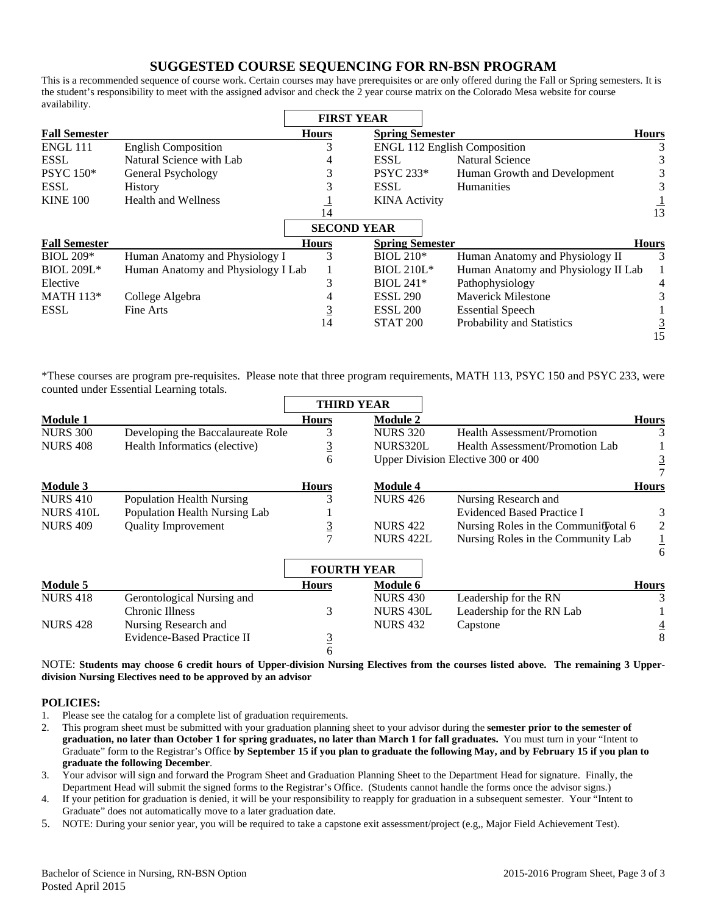# SUGGESTED COURSE SEQUENCING FOR RN-BSN PROGRAM

This is a recommended sequence of course work. Certain courses may have prerequisites or are only offered during the Fall or Spring semesters. It is the student's responsibility to meet with the assigned advisor and check the 2 year course matrix on the Colorado Mesa website for course availability.

## FIRST YEAR

| Fall Semester | | Hours | Spring Semester | | Hours |
|---|---|---|---|---|---|
| ENGL 111 | English Composition | 3 | ENGL 112 English Composition | | 3 |
| ESSL | Natural Science with Lab | 4 | ESSL | Natural Science | 3 |
| PSYC 150* | General Psychology | 3 | PSYC 233* | Human Growth and Development | 3 |
| ESSL | History | 3 | ESSL | Humanities | 3 |
| KINE 100 | Health and Wellness | 1 | KINA Activity | | 1 |
| | | 14 | | | 13 |

## SECOND YEAR

| Fall Semester | | Hours | Spring Semester | | Hours |
|---|---|---|---|---|---|
| BIOL 209* | Human Anatomy and Physiology I | 3 | BIOL 210* | Human Anatomy and Physiology II | 3 |
| BIOL 209L* | Human Anatomy and Physiology I Lab | 1 | BIOL 210L* | Human Anatomy and Physiology II Lab | 1 |
| Elective | | 3 | BIOL 241* | Pathophysiology | 4 |
| MATH 113* | College Algebra | 4 | ESSL 290 | Maverick Milestone | 3 |
| ESSL | Fine Arts | 3 | ESSL 200 | Essential Speech | 1 |
| | | 14 | STAT 200 | Probability and Statistics | 3 |
| | | | | | 15 |

*These courses are program pre-requisites. Please note that three program requirements, MATH 113, PSYC 150 and PSYC 233, were counted under Essential Learning totals.

## THIRD YEAR

| Module 1 | | Hours | Module 2 | | Hours |
|---|---|---|---|---|---|
| NURS 300 | Developing the Baccalaureate Role | 3 | NURS 320 | Health Assessment/Promotion | 3 |
| NURS 408 | Health Informatics (elective) | 3 | NURS320L | Health Assessment/Promotion Lab | 1 |
| | | 6 | Upper Division Elective 300 or 400 | | 3 |
| | | | | | 7 |

| Module 3 | | Hours | Module 4 | | Hours |
|---|---|---|---|---|---|
| NURS 410 | Population Health Nursing | 3 | NURS 426 | Nursing Research and Evidenced Based Practice I | 3 |
| NURS 410L | Population Health Nursing Lab | 1 | NURS 422 | Nursing Roles in the Community Total 6 | 2 |
| NURS 409 | Quality Improvement | 3 | NURS 422L | Nursing Roles in the Community Lab | 1 |
| | | 7 | | | 6 |

## FOURTH YEAR

| Module 5 | | Hours | Module 6 | | Hours |
|---|---|---|---|---|---|
| NURS 418 | Gerontological Nursing and Chronic Illness | 3 | NURS 430 | Leadership for the RN | 3 |
| NURS 428 | Nursing Research and Evidence-Based Practice II | 3 | NURS 430L | Leadership for the RN Lab | 1 |
| | | 6 | NURS 432 | Capstone | 4 |
| | | | | | 8 |

NOTE: **Students may choose 6 credit hours of Upper-division Nursing Electives from the courses listed above. The remaining 3 Upper-division Nursing Electives need to be approved by an advisor**

**POLICIES:**

1. Please see the catalog for a complete list of graduation requirements.
2. This program sheet must be submitted with your graduation planning sheet to your advisor during the **semester prior to the semester of graduation, no later than October 1 for spring graduates, no later than March 1 for fall graduates.** You must turn in your "Intent to Graduate" form to the Registrar's Office **by September 15 if you plan to graduate the following May, and by February 15 if you plan to graduate the following December**.
3. Your advisor will sign and forward the Program Sheet and Graduation Planning Sheet to the Department Head for signature. Finally, the Department Head will submit the signed forms to the Registrar's Office. (Students cannot handle the forms once the advisor signs.)
4. If your petition for graduation is denied, it will be your responsibility to reapply for graduation in a subsequent semester. Your "Intent to Graduate" does not automatically move to a later graduation date.
5. NOTE: During your senior year, you will be required to take a capstone exit assessment/project (e.g,, Major Field Achievement Test).

Bachelor of Science in Nursing, RN-BSN Option
Posted April 2015